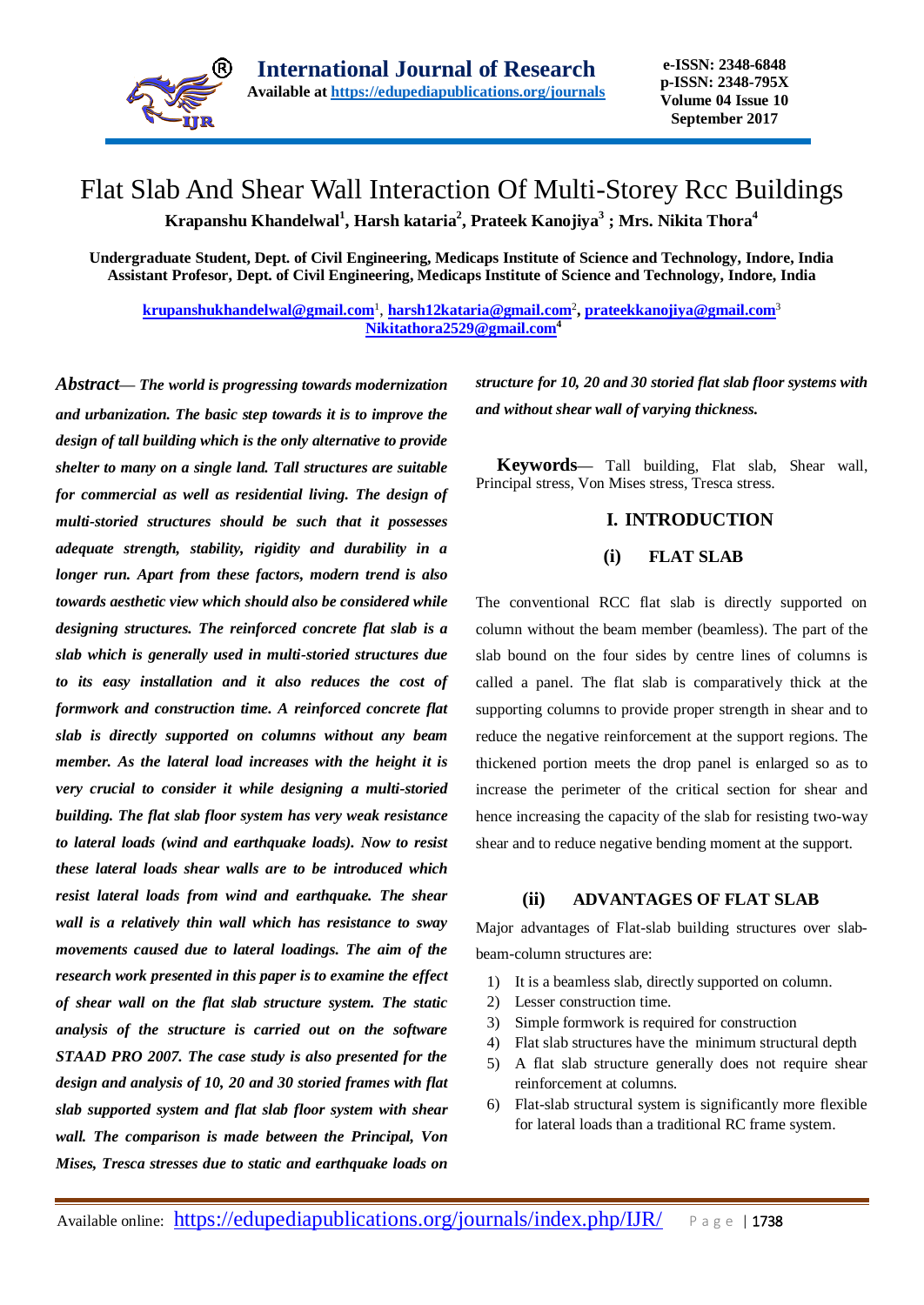# Flat Slab And Shear Wall Interaction Of Multi-Storey Rcc Buildings

**Krapanshu Khandelwal[1], Harsh kataria[2], Prateek Kanojiya[3] ; Mrs. Nikita Thora[4]**

**Undergraduate Student, Dept. of Civil Engineering, Medicaps Institute of Science and Technology, Indore, India**
**Assistant Profesor, Dept. of Civil Engineering, Medicaps Institute of Science and Technology, Indore, India**

krupanshukhandelwal@gmail.com[1], harsh12kataria@gmail.com[2], prateekkanojiya@gmail.com[3]
Nikitathora2529@gmail.com[4]

***Abstract— The world is progressing towards modernization and urbanization. The basic step towards it is to improve the design of tall building which is the only alternative to provide shelter to many on a single land. Tall structures are suitable for commercial as well as residential living. The design of multi-storied structures should be such that it possesses adequate strength, stability, rigidity and durability in a longer run. Apart from these factors, modern trend is also towards aesthetic view which should also be considered while designing structures. The reinforced concrete flat slab is a slab which is generally used in multi-storied structures due to its easy installation and it also reduces the cost of formwork and construction time. A reinforced concrete flat slab is directly supported on columns without any beam member. As the lateral load increases with the height it is very crucial to consider it while designing a multi-storied building. The flat slab floor system has very weak resistance to lateral loads (wind and earthquake loads). Now to resist these lateral loads shear walls are to be introduced which resist lateral loads from wind and earthquake. The shear wall is a relatively thin wall which has resistance to sway movements caused due to lateral loadings. The aim of the research work presented in this paper is to examine the effect of shear wall on the flat slab structure system. The static analysis of the structure is carried out on the software STAAD PRO 2007. The case study is also presented for the design and analysis of 10, 20 and 30 storied frames with flat slab supported system and flat slab floor system with shear wall. The comparison is made between the Principal, Von Mises, Tresca stresses due to static and earthquake loads on structure for 10, 20 and 30 storied flat slab floor systems with and without shear wall of varying thickness.***

**Keywords—** Tall building, Flat slab, Shear wall, Principal stress, Von Mises stress, Tresca stress.

## I. INTRODUCTION

### (i) FLAT SLAB

The conventional RCC flat slab is directly supported on column without the beam member (beamless). The part of the slab bound on the four sides by centre lines of columns is called a panel. The flat slab is comparatively thick at the supporting columns to provide proper strength in shear and to reduce the negative reinforcement at the support regions. The thickened portion meets the drop panel is enlarged so as to increase the perimeter of the critical section for shear and hence increasing the capacity of the slab for resisting two-way shear and to reduce negative bending moment at the support.

### (ii) ADVANTAGES OF FLAT SLAB

Major advantages of Flat-slab building structures over slab-beam-column structures are:

1) It is a beamless slab, directly supported on column.
2) Lesser construction time.
3) Simple formwork is required for construction
4) Flat slab structures have the minimum structural depth
5) A flat slab structure generally does not require shear reinforcement at columns.
6) Flat-slab structural system is significantly more flexible for lateral loads than a traditional RC frame system.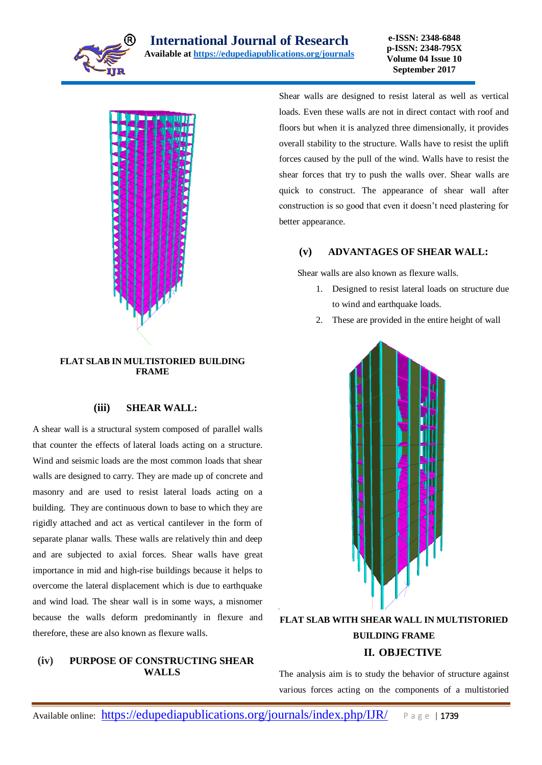FLAT SLAB IN MULTISTORIED BUILDING FRAME

### (iii) SHEAR WALL:

A shear wall is a structural system composed of parallel walls that counter the effects of lateral loads acting on a structure. Wind and seismic loads are the most common loads that shear walls are designed to carry. They are made up of concrete and masonry and are used to resist lateral loads acting on a building. They are continuous down to base to which they are rigidly attached and act as vertical cantilever in the form of separate planar walls. These walls are relatively thin and deep and are subjected to axial forces. Shear walls have great importance in mid and high-rise buildings because it helps to overcome the lateral displacement which is due to earthquake and wind load. The shear wall is in some ways, a misnomer because the walls deform predominantly in flexure and therefore, these are also known as flexure walls.

### (iv) PURPOSE OF CONSTRUCTING SHEAR WALLS

Shear walls are designed to resist lateral as well as vertical loads. Even these walls are not in direct contact with roof and floors but when it is analyzed three dimensionally, it provides overall stability to the structure. Walls have to resist the uplift forces caused by the pull of the wind. Walls have to resist the shear forces that try to push the walls over. Shear walls are quick to construct. The appearance of shear wall after construction is so good that even it doesn't need plastering for better appearance.

### (v) ADVANTAGES OF SHEAR WALL:

Shear walls are also known as flexure walls.

1. Designed to resist lateral loads on structure due to wind and earthquake loads.
2. These are provided in the entire height of wall

FLAT SLAB WITH SHEAR WALL IN MULTISTORIED BUILDING FRAME

## II. OBJECTIVE

The analysis aim is to study the behavior of structure against various forces acting on the components of a multistoried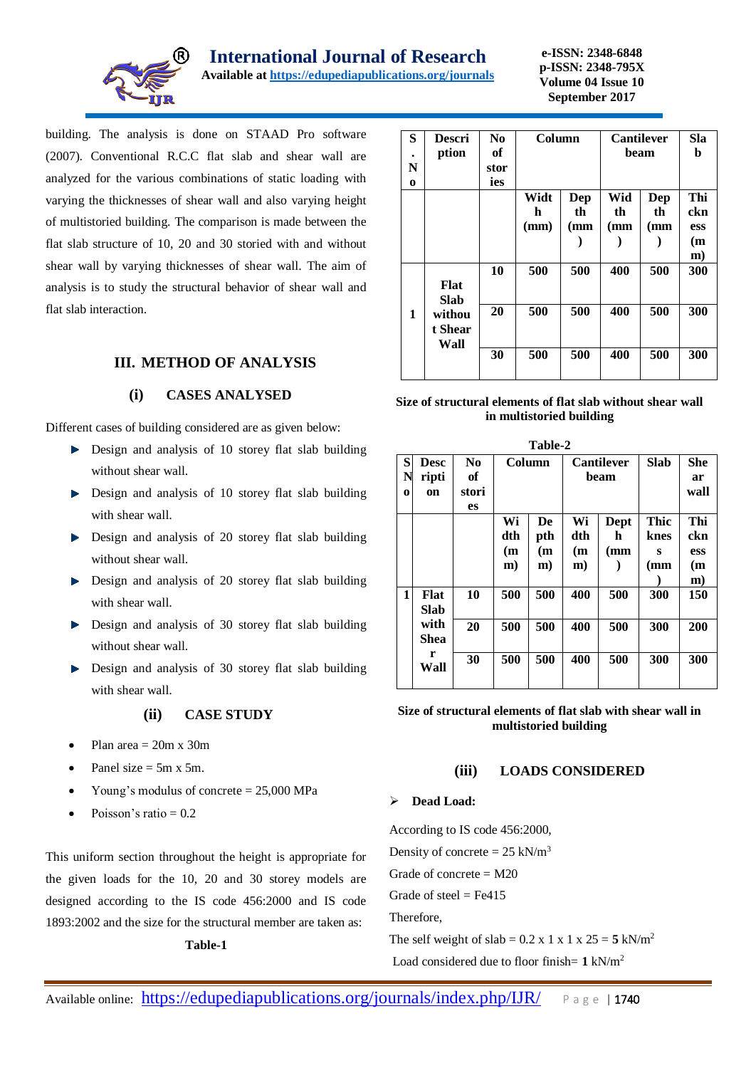building. The analysis is done on STAAD Pro software (2007). Conventional R.C.C flat slab and shear wall are analyzed for the various combinations of static loading with varying the thicknesses of shear wall and also varying height of multistoried building. The comparison is made between the flat slab structure of 10, 20 and 30 storied with and without shear wall by varying thicknesses of shear wall. The aim of analysis is to study the structural behavior of shear wall and flat slab interaction.

## III. METHOD OF ANALYSIS

### (i) CASES ANALYSED

Different cases of building considered are as given below:

- Design and analysis of 10 storey flat slab building without shear wall.
- Design and analysis of 10 storey flat slab building with shear wall.
- Design and analysis of 20 storey flat slab building without shear wall.
- Design and analysis of 20 storey flat slab building with shear wall.
- Design and analysis of 30 storey flat slab building without shear wall.
- Design and analysis of 30 storey flat slab building with shear wall.

### (ii) CASE STUDY

- Plan area = 20m x 30m
- Panel size = 5m x 5m.
- Young's modulus of concrete = 25,000 MPa
- Poisson's ratio = 0.2

This uniform section throughout the height is appropriate for the given loads for the 10, 20 and 30 storey models are designed according to the IS code 456:2000 and IS code 1893:2002 and the size for the structural member are taken as:

**Table-1**

| S. No | Description | No of stories | Column | | Cantilever beam | | Slab |
|---|---|---|---|---|---|---|---|
| | | | Width (mm) | Depth (mm) | Width (mm) | Depth (mm) | Thickness (mm) |
| 1 | Flat Slab without Shear Wall | 10 | 500 | 500 | 400 | 500 | 300 |
| | | 20 | 500 | 500 | 400 | 500 | 300 |
| | | 30 | 500 | 500 | 400 | 500 | 300 |

**Size of structural elements of flat slab without shear wall in multistoried building**

**Table-2**

| S No | Description | No of stories | Column | | Cantilever beam | | Slab | Shear wall |
|---|---|---|---|---|---|---|---|---|
| | | | Width (mm) | Depth (mm) | Width (mm) | Depth (mm) | Thickness (mm) | Thickness (mm) |
| 1 | Flat Slab with Shear Wall | 10 | 500 | 500 | 400 | 500 | 300 | 150 |
| | | 20 | 500 | 500 | 400 | 500 | 300 | 200 |
| | | 30 | 500 | 500 | 400 | 500 | 300 | 300 |

**Size of structural elements of flat slab with shear wall in multistoried building**

### (iii) LOADS CONSIDERED

- **Dead Load:**

According to IS code 456:2000,

Density of concrete = 25 kN/m$^3$

Grade of concrete = M20

Grade of steel = Fe415

Therefore,

The self weight of slab = 0.2 x 1 x 1 x 25 = **5** kN/m$^2$

Load considered due to floor finish= **1** kN/m$^2$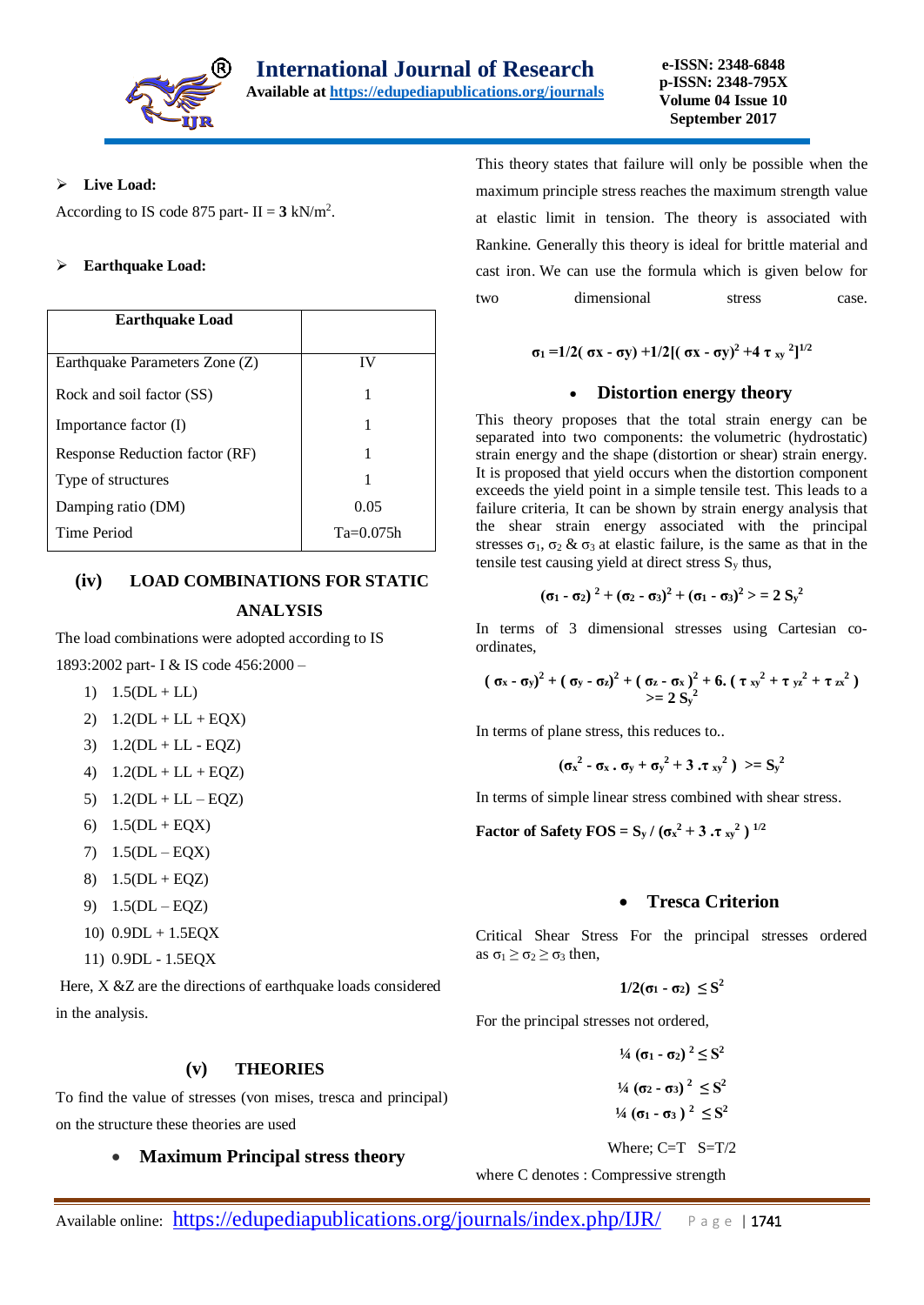- **Live Load:**

According to IS code 875 part- II = **3** kN/m$^2$.

- **Earthquake Load:**

| Earthquake Load | |
|---|---|
| Earthquake Parameters Zone (Z) | IV |
| Rock and soil factor (SS) | 1 |
| Importance factor (I) | 1 |
| Response Reduction factor (RF) | 1 |
| Type of structures | 1 |
| Damping ratio (DM) | 0.05 |
| Time Period | Ta=0.075h |

## (iv) LOAD COMBINATIONS FOR STATIC ANALYSIS

The load combinations were adopted according to IS 1893:2002 part- I & IS code 456:2000 –

1) 1.5(DL + LL)
2) 1.2(DL + LL + EQX)
3) 1.2(DL + LL - EQZ)
4) 1.2(DL + LL + EQZ)
5) 1.2(DL + LL – EQZ)
6) 1.5(DL + EQX)
7) 1.5(DL – EQX)
8) 1.5(DL + EQZ)
9) 1.5(DL – EQZ)
10) 0.9DL + 1.5EQX
11) 0.9DL - 1.5EQX

Here, X &Z are the directions of earthquake loads considered in the analysis.

## (v) THEORIES

To find the value of stresses (von mises, tresca and principal) on the structure these theories are used

- **Maximum Principal stress theory**

This theory states that failure will only be possible when the maximum principle stress reaches the maximum strength value at elastic limit in tension. The theory is associated with Rankine. Generally this theory is ideal for brittle material and cast iron. We can use the formula which is given below for two dimensional stress case.

$$\sigma_1 = 1/2(\sigma x - \sigma y) + 1/2[(\sigma x - \sigma y)^2 + 4\tau_{xy}{}^2]^{1/2}$$

- **Distortion energy theory**

This theory proposes that the total strain energy can be separated into two components: the volumetric (hydrostatic) strain energy and the shape (distortion or shear) strain energy. It is proposed that yield occurs when the distortion component exceeds the yield point in a simple tensile test. This leads to a failure criteria, It can be shown by strain energy analysis that the shear strain energy associated with the principal stresses $\sigma_1$, $\sigma_2$ & $\sigma_3$ at elastic failure, is the same as that in the tensile test causing yield at direct stress $S_y$ thus,

$$(\sigma_1 - \sigma_2)^2 + (\sigma_2 - \sigma_3)^2 + (\sigma_1 - \sigma_3)^2 >= 2\,S_y{}^2$$

In terms of 3 dimensional stresses using Cartesian co-ordinates,

$$(\sigma_x - \sigma_y)^2 + (\sigma_y - \sigma_z)^2 + (\sigma_z - \sigma_x)^2 + 6.(\tau_{xy}{}^2 + \tau_{yz}{}^2 + \tau_{zx}{}^2) >= 2\,S_y{}^2$$

In terms of plane stress, this reduces to..

$$(\sigma_x{}^2 - \sigma_x . \sigma_y + \sigma_y{}^2 + 3 .\tau_{xy}{}^2) >= S_y{}^2$$

In terms of simple linear stress combined with shear stress.

**Factor of Safety** $FOS = S_y / (\sigma_x{}^2 + 3 .\tau_{xy}{}^2)^{1/2}$

- **Tresca Criterion**

Critical Shear Stress For the principal stresses ordered as $\sigma_1 \geq \sigma_2 \geq \sigma_3$ then,

$$1/2(\sigma_1 - \sigma_2) \leq S^2$$

For the principal stresses not ordered,

$$¼\,(\sigma_1 - \sigma_2)^2 \leq S^2$$

$$¼\,(\sigma_2 - \sigma_3)^2 \leq S^2$$

$$¼\,(\sigma_1 - \sigma_3)^2 \leq S^2$$

Where; C=T S=T/2

where C denotes : Compressive strength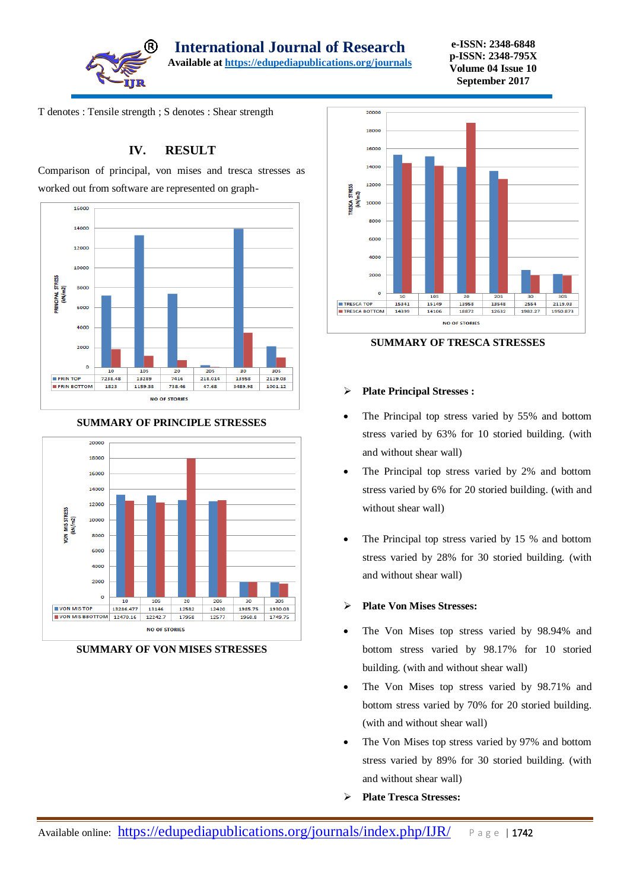T denotes : Tensile strength ; S denotes : Shear strength

## IV. RESULT

Comparison of principal, von mises and tresca stresses as worked out from software are represented on graph-

| NO OF STORIES | 10 | 10S | 20 | 20S | 30 | 30S |
|---|---|---|---|---|---|---|
| PRIN TOP | 7238.48 | 13289 | 7416 | 218.014 | 13958 | 2119.03 |
| PRIN BOTTOM | 1823 | 1159.38 | 738.46 | 47.68 | 3489.98 | 1001.12 |

SUMMARY OF PRINCIPLE STRESSES

| NO OF STORIES | 10 | 10S | 20 | 20S | 30 | 30S |
|---|---|---|---|---|---|---|
| VON MIS TOP | 13286.477 | 13146 | 12582 | 12420 | 1985.75 | 1930.03 |
| VON MIS BBOTTOM | 12470.16 | 12242.7 | 17958 | 12577 | 1960.8 | 1749.75 |

SUMMARY OF VON MISES STRESSES

| NO OF STORIES | 10 | 10S | 20 | 20S | 30 | 30S |
|---|---|---|---|---|---|---|
| TRESCA TOP | 15341 | 15149 | 13958 | 13548 | 2554 | 2119.03 |
| TRESCA BOTTOM | 14399 | 14106 | 18872 | 12632 | 1982.27 | 1950.873 |

SUMMARY OF TRESCA STRESSES

- **Plate Principal Stresses :**
  - The Principal top stress varied by 55% and bottom stress varied by 63% for 10 storied building. (with and without shear wall)
  - The Principal top stress varied by 2% and bottom stress varied by 6% for 20 storied building. (with and without shear wall)
  - The Principal top stress varied by 15 % and bottom stress varied by 28% for 30 storied building. (with and without shear wall)
- **Plate Von Mises Stresses:**
  - The Von Mises top stress varied by 98.94% and bottom stress varied by 98.17% for 10 storied building. (with and without shear wall)
  - The Von Mises top stress varied by 98.71% and bottom stress varied by 70% for 20 storied building. (with and without shear wall)
  - The Von Mises top stress varied by 97% and bottom stress varied by 89% for 30 storied building. (with and without shear wall)
- **Plate Tresca Stresses:**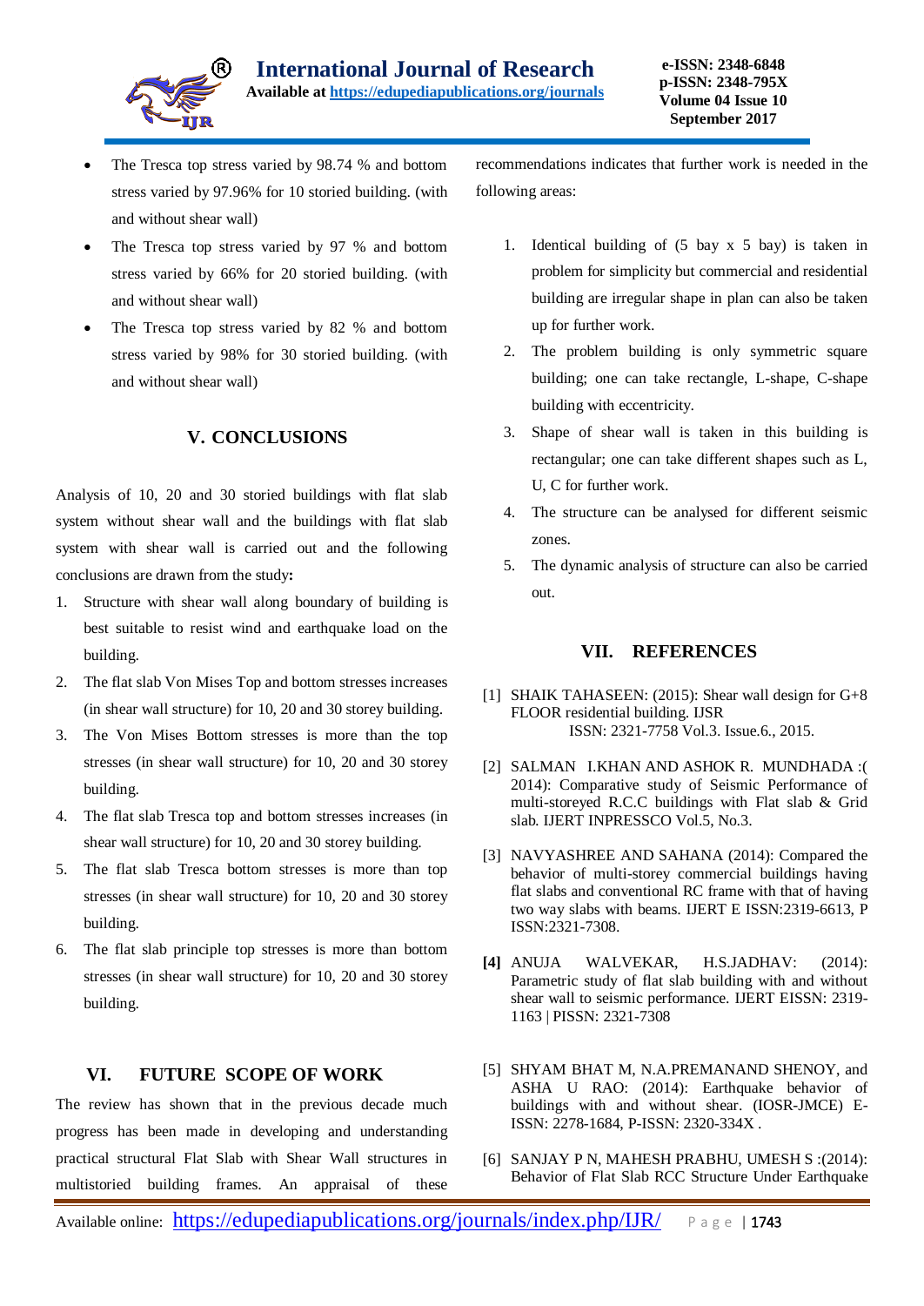- The Tresca top stress varied by 98.74 % and bottom stress varied by 97.96% for 10 storied building. (with and without shear wall)
- The Tresca top stress varied by 97 % and bottom stress varied by 66% for 20 storied building. (with and without shear wall)
- The Tresca top stress varied by 82 % and bottom stress varied by 98% for 30 storied building. (with and without shear wall)

## V. CONCLUSIONS

Analysis of 10, 20 and 30 storied buildings with flat slab system without shear wall and the buildings with flat slab system with shear wall is carried out and the following conclusions are drawn from the study**:**

1. Structure with shear wall along boundary of building is best suitable to resist wind and earthquake load on the building.
2. The flat slab Von Mises Top and bottom stresses increases (in shear wall structure) for 10, 20 and 30 storey building.
3. The Von Mises Bottom stresses is more than the top stresses (in shear wall structure) for 10, 20 and 30 storey building.
4. The flat slab Tresca top and bottom stresses increases (in shear wall structure) for 10, 20 and 30 storey building.
5. The flat slab Tresca bottom stresses is more than top stresses (in shear wall structure) for 10, 20 and 30 storey building.
6. The flat slab principle top stresses is more than bottom stresses (in shear wall structure) for 10, 20 and 30 storey building.

## VI. FUTURE SCOPE OF WORK

The review has shown that in the previous decade much progress has been made in developing and understanding practical structural Flat Slab with Shear Wall structures in multistoried building frames. An appraisal of these recommendations indicates that further work is needed in the following areas:

1. Identical building of (5 bay x 5 bay) is taken in problem for simplicity but commercial and residential building are irregular shape in plan can also be taken up for further work.
2. The problem building is only symmetric square building; one can take rectangle, L-shape, C-shape building with eccentricity.
3. Shape of shear wall is taken in this building is rectangular; one can take different shapes such as L, U, C for further work.
4. The structure can be analysed for different seismic zones.
5. The dynamic analysis of structure can also be carried out.

## VII. REFERENCES

[1] SHAIK TAHASEEN: (2015): Shear wall design for G+8 FLOOR residential building. IJSR ISSN: 2321-7758 Vol.3. Issue.6., 2015.

[2] SALMAN I.KHAN AND ASHOK R. MUNDHADA :( 2014): Comparative study of Seismic Performance of multi-storeyed R.C.C buildings with Flat slab & Grid slab. IJERT INPRESSCO Vol.5, No.3.

[3] NAVYASHREE AND SAHANA (2014): Compared the behavior of multi-storey commercial buildings having flat slabs and conventional RC frame with that of having two way slabs with beams. IJERT E ISSN:2319-6613, P ISSN:2321-7308.

**[4]** ANUJA WALVEKAR, H.S.JADHAV: (2014): Parametric study of flat slab building with and without shear wall to seismic performance. IJERT EISSN: 2319-1163 | PISSN: 2321-7308

[5] SHYAM BHAT M, N.A.PREMANAND SHENOY, and ASHA U RAO: (2014): Earthquake behavior of buildings with and without shear. (IOSR-JMCE) E-ISSN: 2278-1684, P-ISSN: 2320-334X .

[6] SANJAY P N, MAHESH PRABHU, UMESH S :(2014): Behavior of Flat Slab RCC Structure Under Earthquake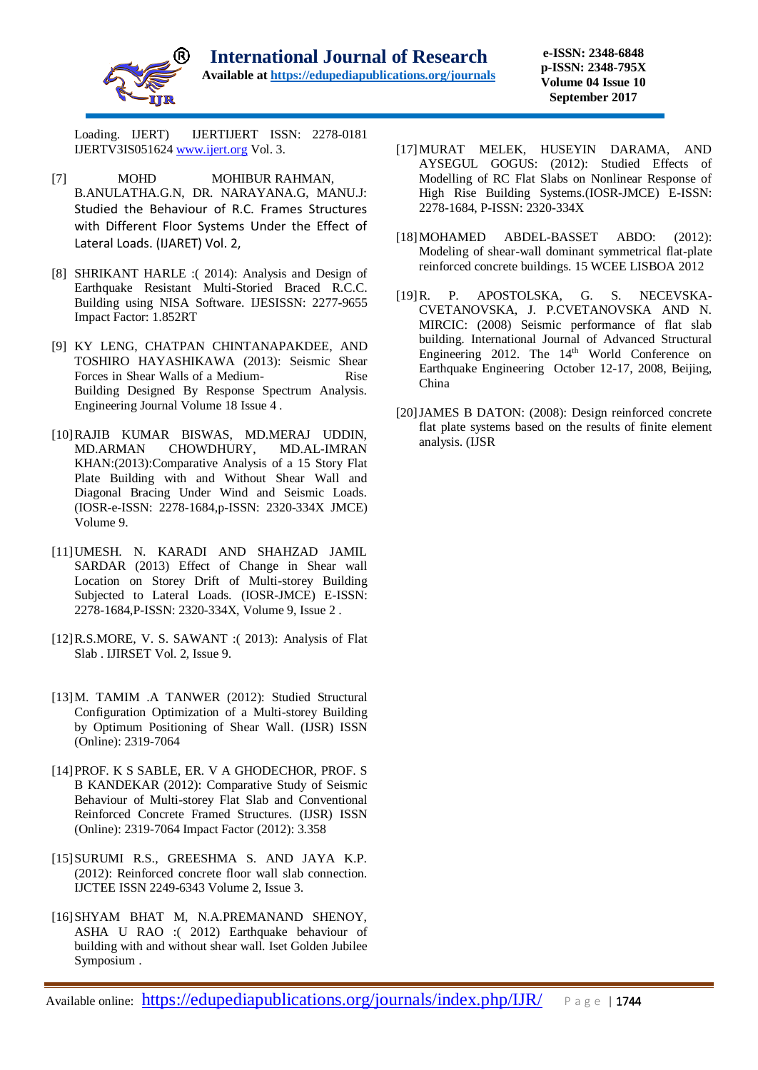Loading. IJERT) IJERTIJERT ISSN: 2278-0181 IJERTV3IS051624 www.ijert.org Vol. 3.

[7] MOHD MOHIBUR RAHMAN, B.ANULATHA.G.N, DR. NARAYANA.G, MANU.J: Studied the Behaviour of R.C. Frames Structures with Different Floor Systems Under the Effect of Lateral Loads. (IJARET) Vol. 2,

[8] SHRIKANT HARLE :( 2014): Analysis and Design of Earthquake Resistant Multi-Storied Braced R.C.C. Building using NISA Software. IJESISSN: 2277-9655 Impact Factor: 1.852RT

[9] KY LENG, CHATPAN CHINTANAPAKDEE, AND TOSHIRO HAYASHIKAWA (2013): Seismic Shear Forces in Shear Walls of a Medium- Rise Building Designed By Response Spectrum Analysis. Engineering Journal Volume 18 Issue 4 .

[10] RAJIB KUMAR BISWAS, MD.MERAJ UDDIN, MD.ARMAN CHOWDHURY, MD.AL-IMRAN KHAN:(2013):Comparative Analysis of a 15 Story Flat Plate Building with and Without Shear Wall and Diagonal Bracing Under Wind and Seismic Loads. (IOSR-e-ISSN: 2278-1684,p-ISSN: 2320-334X JMCE) Volume 9.

[11] UMESH. N. KARADI AND SHAHZAD JAMIL SARDAR (2013) Effect of Change in Shear wall Location on Storey Drift of Multi-storey Building Subjected to Lateral Loads. (IOSR-JMCE) E-ISSN: 2278-1684,P-ISSN: 2320-334X, Volume 9, Issue 2 .

[12] R.S.MORE, V. S. SAWANT :( 2013): Analysis of Flat Slab . IJIRSET Vol. 2, Issue 9.

[13] M. TAMIM .A TANWER (2012): Studied Structural Configuration Optimization of a Multi-storey Building by Optimum Positioning of Shear Wall. (IJSR) ISSN (Online): 2319-7064

[14] PROF. K S SABLE, ER. V A GHODECHOR, PROF. S B KANDEKAR (2012): Comparative Study of Seismic Behaviour of Multi-storey Flat Slab and Conventional Reinforced Concrete Framed Structures. (IJSR) ISSN (Online): 2319-7064 Impact Factor (2012): 3.358

[15] SURUMI R.S., GREESHMA S. AND JAYA K.P. (2012): Reinforced concrete floor wall slab connection. IJCTEE ISSN 2249-6343 Volume 2, Issue 3.

[16] SHYAM BHAT M, N.A.PREMANAND SHENOY, ASHA U RAO :( 2012) Earthquake behaviour of building with and without shear wall. Iset Golden Jubilee Symposium .

[17] MURAT MELEK, HUSEYIN DARAMA, AND AYSEGUL GOGUS: (2012): Studied Effects of Modelling of RC Flat Slabs on Nonlinear Response of High Rise Building Systems.(IOSR-JMCE) E-ISSN: 2278-1684, P-ISSN: 2320-334X

[18] MOHAMED ABDEL-BASSET ABDO: (2012): Modeling of shear-wall dominant symmetrical flat-plate reinforced concrete buildings. 15 WCEE LISBOA 2012

[19] R. P. APOSTOLSKA, G. S. NECEVSKA-CVETANOVSKA, J. P.CVETANOVSKA AND N. MIRCIC: (2008) Seismic performance of flat slab building. International Journal of Advanced Structural Engineering 2012. The 14th World Conference on Earthquake Engineering October 12-17, 2008, Beijing, China

[20] JAMES B DATON: (2008): Design reinforced concrete flat plate systems based on the results of finite element analysis. (IJSR